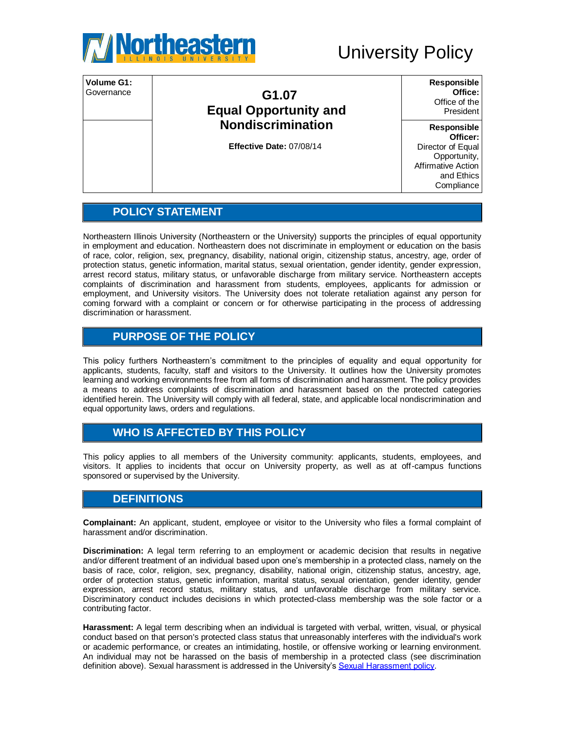# University Policy

| Volume G1: Governance | G1.07 Equal Opportunity and Nondiscrimination | Responsible Office: Office of the President |
|---|---|---|
| | **Effective Date:** 07/08/14 | **Responsible Officer:** Director of Equal Opportunity, Affirmative Action and Ethics Compliance |

## POLICY STATEMENT

Northeastern Illinois University (Northeastern or the University) supports the principles of equal opportunity in employment and education. Northeastern does not discriminate in employment or education on the basis of race, color, religion, sex, pregnancy, disability, national origin, citizenship status, ancestry, age, order of protection status, genetic information, marital status, sexual orientation, gender identity, gender expression, arrest record status, military status, or unfavorable discharge from military service. Northeastern accepts complaints of discrimination and harassment from students, employees, applicants for admission or employment, and University visitors. The University does not tolerate retaliation against any person for coming forward with a complaint or concern or for otherwise participating in the process of addressing discrimination or harassment.

## PURPOSE OF THE POLICY

This policy furthers Northeastern's commitment to the principles of equality and equal opportunity for applicants, students, faculty, staff and visitors to the University. It outlines how the University promotes learning and working environments free from all forms of discrimination and harassment. The policy provides a means to address complaints of discrimination and harassment based on the protected categories identified herein. The University will comply with all federal, state, and applicable local nondiscrimination and equal opportunity laws, orders and regulations.

## WHO IS AFFECTED BY THIS POLICY

This policy applies to all members of the University community: applicants, students, employees, and visitors. It applies to incidents that occur on University property, as well as at off-campus functions sponsored or supervised by the University.

## DEFINITIONS

**Complainant:** An applicant, student, employee or visitor to the University who files a formal complaint of harassment and/or discrimination.

**Discrimination:** A legal term referring to an employment or academic decision that results in negative and/or different treatment of an individual based upon one's membership in a protected class, namely on the basis of race, color, religion, sex, pregnancy, disability, national origin, citizenship status, ancestry, age, order of protection status, genetic information, marital status, sexual orientation, gender identity, gender expression, arrest record status, military status, and unfavorable discharge from military service. Discriminatory conduct includes decisions in which protected-class membership was the sole factor or a contributing factor.

**Harassment:** A legal term describing when an individual is targeted with verbal, written, visual, or physical conduct based on that person's protected class status that unreasonably interferes with the individual's work or academic performance, or creates an intimidating, hostile, or offensive working or learning environment. An individual may not be harassed on the basis of membership in a protected class (see discrimination definition above). Sexual harassment is addressed in the University's Sexual Harassment policy.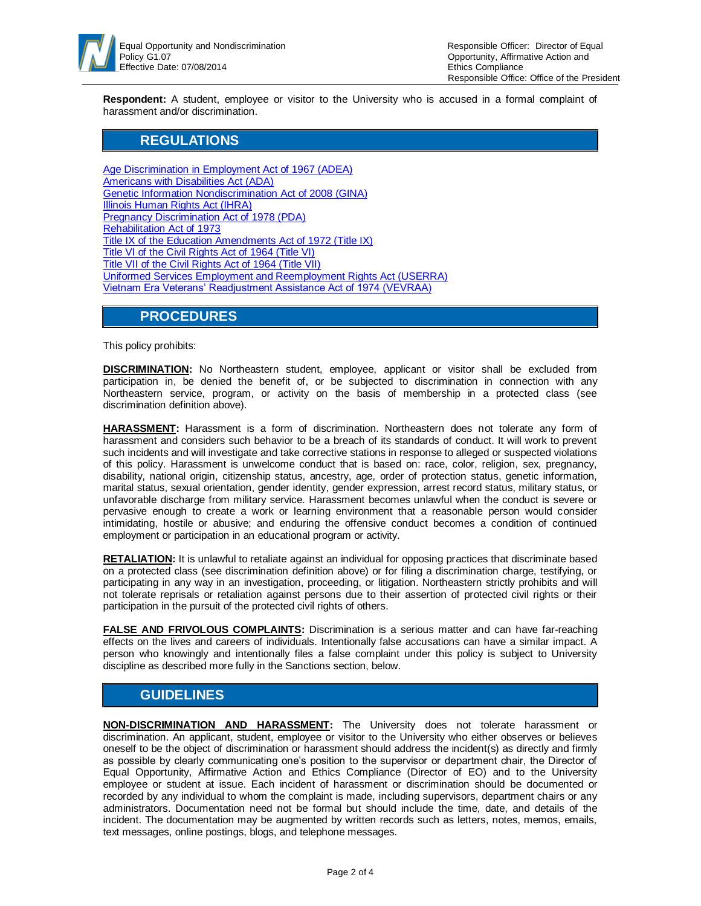**Respondent:** A student, employee or visitor to the University who is accused in a formal complaint of harassment and/or discrimination.

## REGULATIONS

[Age Discrimination in Employment Act of 1967 (ADEA)](#)
[Americans with Disabilities Act (ADA)](#)
[Genetic Information Nondiscrimination Act of 2008 (GINA)](#)
[Illinois Human Rights Act (IHRA)](#)
[Pregnancy Discrimination Act of 1978 (PDA)](#)
[Rehabilitation Act of 1973](#)
[Title IX of the Education Amendments Act of 1972 (Title IX)](#)
[Title VI of the Civil Rights Act of 1964 (Title VI)](#)
[Title VII of the Civil Rights Act of 1964 (Title VII)](#)
[Uniformed Services Employment and Reemployment Rights Act (USERRA)](#)
[Vietnam Era Veterans' Readjustment Assistance Act of 1974 (VEVRAA)](#)

## PROCEDURES

This policy prohibits:

**DISCRIMINATION:** No Northeastern student, employee, applicant or visitor shall be excluded from participation in, be denied the benefit of, or be subjected to discrimination in connection with any Northeastern service, program, or activity on the basis of membership in a protected class (see discrimination definition above).

**HARASSMENT:** Harassment is a form of discrimination. Northeastern does not tolerate any form of harassment and considers such behavior to be a breach of its standards of conduct. It will work to prevent such incidents and will investigate and take corrective stations in response to alleged or suspected violations of this policy. Harassment is unwelcome conduct that is based on: race, color, religion, sex, pregnancy, disability, national origin, citizenship status, ancestry, age, order of protection status, genetic information, marital status, sexual orientation, gender identity, gender expression, arrest record status, military status, or unfavorable discharge from military service. Harassment becomes unlawful when the conduct is severe or pervasive enough to create a work or learning environment that a reasonable person would consider intimidating, hostile or abusive; and enduring the offensive conduct becomes a condition of continued employment or participation in an educational program or activity.

**RETALIATION:** It is unlawful to retaliate against an individual for opposing practices that discriminate based on a protected class (see discrimination definition above) or for filing a discrimination charge, testifying, or participating in any way in an investigation, proceeding, or litigation. Northeastern strictly prohibits and will not tolerate reprisals or retaliation against persons due to their assertion of protected civil rights or their participation in the pursuit of the protected civil rights of others.

**FALSE AND FRIVOLOUS COMPLAINTS:** Discrimination is a serious matter and can have far-reaching effects on the lives and careers of individuals. Intentionally false accusations can have a similar impact. A person who knowingly and intentionally files a false complaint under this policy is subject to University discipline as described more fully in the Sanctions section, below.

## GUIDELINES

**NON-DISCRIMINATION AND HARASSMENT:** The University does not tolerate harassment or discrimination. An applicant, student, employee or visitor to the University who either observes or believes oneself to be the object of discrimination or harassment should address the incident(s) as directly and firmly as possible by clearly communicating one's position to the supervisor or department chair, the Director of Equal Opportunity, Affirmative Action and Ethics Compliance (Director of EO) and to the University employee or student at issue. Each incident of harassment or discrimination should be documented or recorded by any individual to whom the complaint is made, including supervisors, department chairs or any administrators. Documentation need not be formal but should include the time, date, and details of the incident. The documentation may be augmented by written records such as letters, notes, memos, emails, text messages, online postings, blogs, and telephone messages.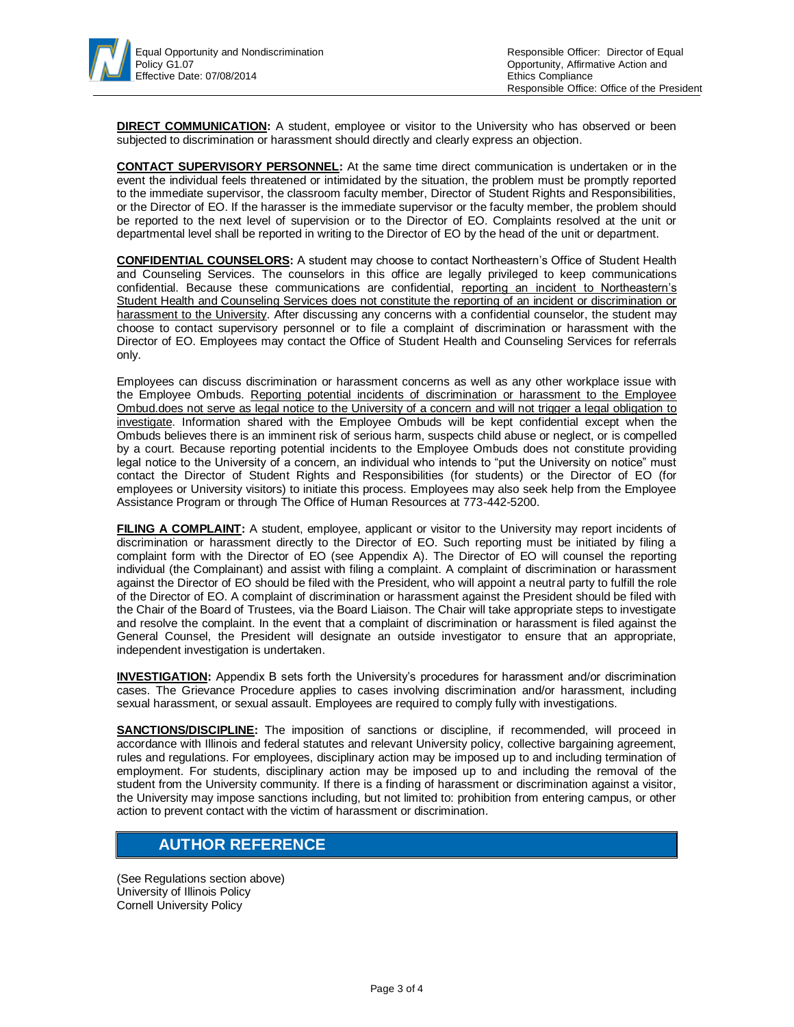**DIRECT COMMUNICATION:** A student, employee or visitor to the University who has observed or been subjected to discrimination or harassment should directly and clearly express an objection.

**CONTACT SUPERVISORY PERSONNEL:** At the same time direct communication is undertaken or in the event the individual feels threatened or intimidated by the situation, the problem must be promptly reported to the immediate supervisor, the classroom faculty member, Director of Student Rights and Responsibilities, or the Director of EO. If the harasser is the immediate supervisor or the faculty member, the problem should be reported to the next level of supervision or to the Director of EO. Complaints resolved at the unit or departmental level shall be reported in writing to the Director of EO by the head of the unit or department.

**CONFIDENTIAL COUNSELORS:** A student may choose to contact Northeastern's Office of Student Health and Counseling Services. The counselors in this office are legally privileged to keep communications confidential. Because these communications are confidential, reporting an incident to Northeastern's Student Health and Counseling Services does not constitute the reporting of an incident or discrimination or harassment to the University. After discussing any concerns with a confidential counselor, the student may choose to contact supervisory personnel or to file a complaint of discrimination or harassment with the Director of EO. Employees may contact the Office of Student Health and Counseling Services for referrals only.

Employees can discuss discrimination or harassment concerns as well as any other workplace issue with the Employee Ombuds. Reporting potential incidents of discrimination or harassment to the Employee Ombud.does not serve as legal notice to the University of a concern and will not trigger a legal obligation to investigate. Information shared with the Employee Ombuds will be kept confidential except when the Ombuds believes there is an imminent risk of serious harm, suspects child abuse or neglect, or is compelled by a court. Because reporting potential incidents to the Employee Ombuds does not constitute providing legal notice to the University of a concern, an individual who intends to "put the University on notice" must contact the Director of Student Rights and Responsibilities (for students) or the Director of EO (for employees or University visitors) to initiate this process. Employees may also seek help from the Employee Assistance Program or through The Office of Human Resources at 773-442-5200.

**FILING A COMPLAINT:** A student, employee, applicant or visitor to the University may report incidents of discrimination or harassment directly to the Director of EO. Such reporting must be initiated by filing a complaint form with the Director of EO (see Appendix A). The Director of EO will counsel the reporting individual (the Complainant) and assist with filing a complaint. A complaint of discrimination or harassment against the Director of EO should be filed with the President, who will appoint a neutral party to fulfill the role of the Director of EO. A complaint of discrimination or harassment against the President should be filed with the Chair of the Board of Trustees, via the Board Liaison. The Chair will take appropriate steps to investigate and resolve the complaint. In the event that a complaint of discrimination or harassment is filed against the General Counsel, the President will designate an outside investigator to ensure that an appropriate, independent investigation is undertaken.

**INVESTIGATION:** Appendix B sets forth the University's procedures for harassment and/or discrimination cases. The Grievance Procedure applies to cases involving discrimination and/or harassment, including sexual harassment, or sexual assault. Employees are required to comply fully with investigations.

**SANCTIONS/DISCIPLINE:** The imposition of sanctions or discipline, if recommended, will proceed in accordance with Illinois and federal statutes and relevant University policy, collective bargaining agreement, rules and regulations. For employees, disciplinary action may be imposed up to and including termination of employment. For students, disciplinary action may be imposed up to and including the removal of the student from the University community. If there is a finding of harassment or discrimination against a visitor, the University may impose sanctions including, but not limited to: prohibition from entering campus, or other action to prevent contact with the victim of harassment or discrimination.

## AUTHOR REFERENCE

(See Regulations section above)
University of Illinois Policy
Cornell University Policy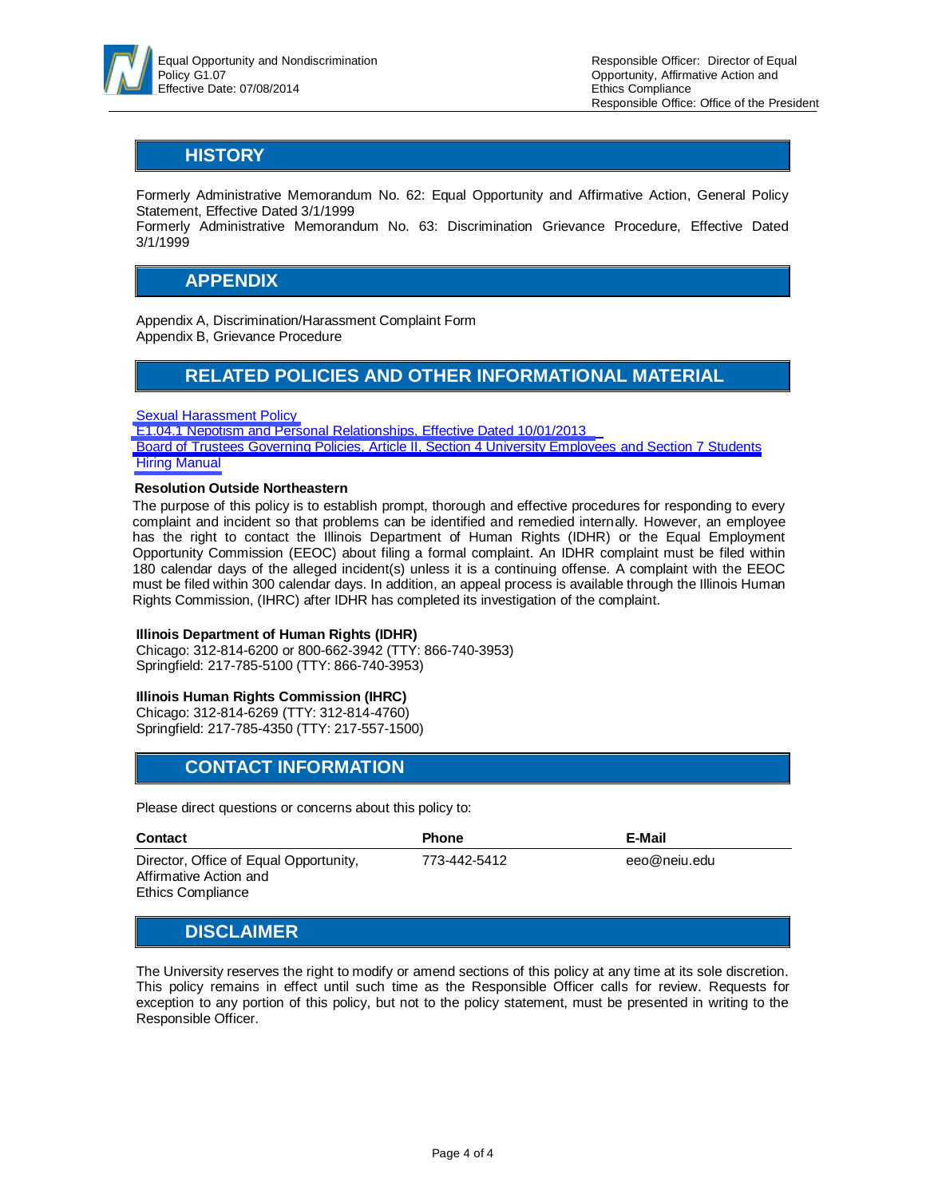## HISTORY

Formerly Administrative Memorandum No. 62: Equal Opportunity and Affirmative Action, General Policy Statement, Effective Dated 3/1/1999

Formerly Administrative Memorandum No. 63: Discrimination Grievance Procedure, Effective Dated 3/1/1999

## APPENDIX

Appendix A, Discrimination/Harassment Complaint Form

Appendix B, Grievance Procedure

## RELATED POLICIES AND OTHER INFORMATIONAL MATERIAL

Sexual Harassment Policy

E1.04.1 Nepotism and Personal Relationships, Effective Dated 10/01/2013

Board of Trustees Governing Policies, Article II, Section 4 University Employees and Section 7 Students

Hiring Manual

**Resolution Outside Northeastern**

The purpose of this policy is to establish prompt, thorough and effective procedures for responding to every complaint and incident so that problems can be identified and remedied internally. However, an employee has the right to contact the Illinois Department of Human Rights (IDHR) or the Equal Employment Opportunity Commission (EEOC) about filing a formal complaint. An IDHR complaint must be filed within 180 calendar days of the alleged incident(s) unless it is a continuing offense. A complaint with the EEOC must be filed within 300 calendar days. In addition, an appeal process is available through the Illinois Human Rights Commission, (IHRC) after IDHR has completed its investigation of the complaint.

**Illinois Department of Human Rights (IDHR)**

Chicago: 312-814-6200 or 800-662-3942 (TTY: 866-740-3953)

Springfield: 217-785-5100 (TTY: 866-740-3953)

**Illinois Human Rights Commission (IHRC)**

Chicago: 312-814-6269 (TTY: 312-814-4760)

Springfield: 217-785-4350 (TTY: 217-557-1500)

## CONTACT INFORMATION

Please direct questions or concerns about this policy to:

| Contact | Phone | E-Mail |
|---|---|---|
| Director, Office of Equal Opportunity, Affirmative Action and Ethics Compliance | 773-442-5412 | eeo@neiu.edu |

## DISCLAIMER

The University reserves the right to modify or amend sections of this policy at any time at its sole discretion. This policy remains in effect until such time as the Responsible Officer calls for review. Requests for exception to any portion of this policy, but not to the policy statement, must be presented in writing to the Responsible Officer.